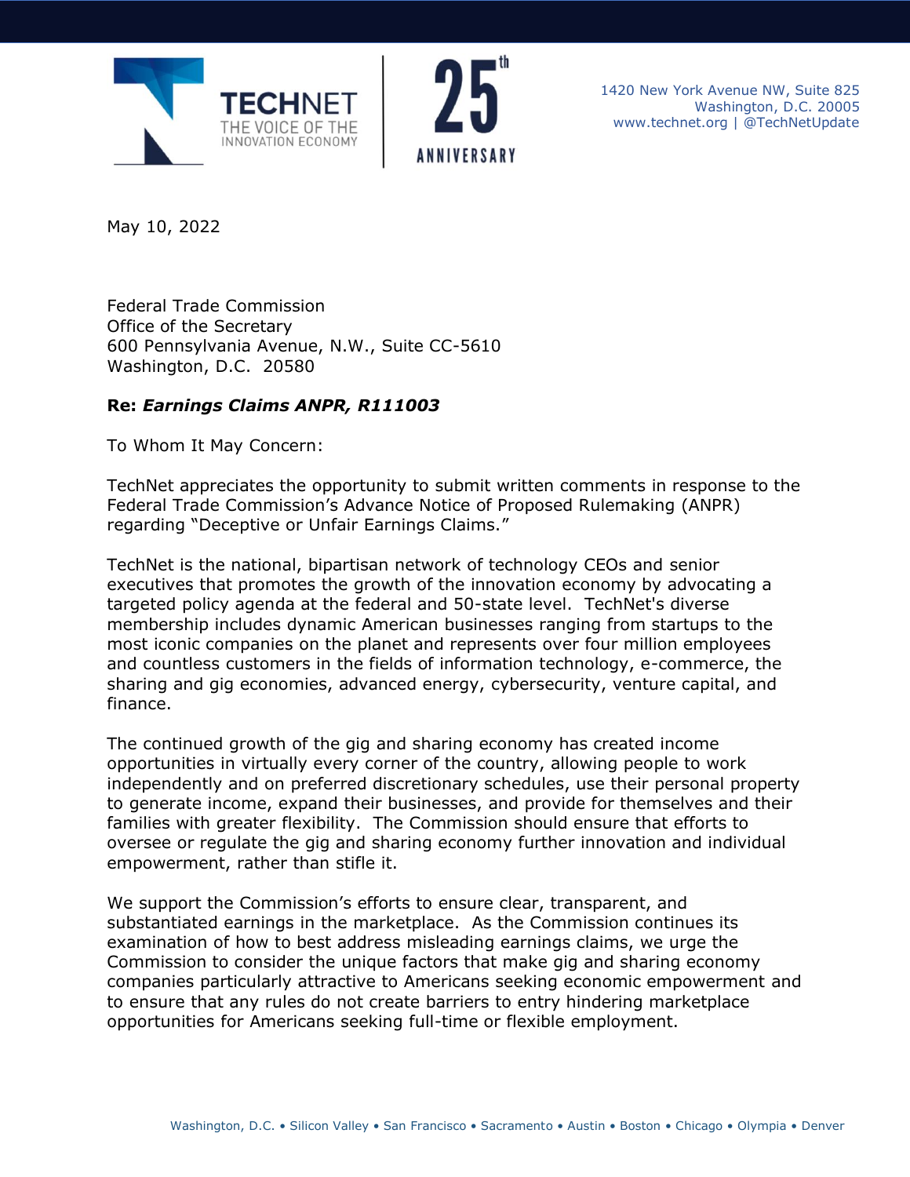TECHNET
THE VOICE OF THE INNOVATION ECONOMY

25th ANNIVERSARY

1420 New York Avenue NW, Suite 825
Washington, D.C. 20005
www.technet.org | @TechNetUpdate

May 10, 2022

Federal Trade Commission
Office of the Secretary
600 Pennsylvania Avenue, N.W., Suite CC-5610
Washington, D.C. 20580

**Re: *Earnings Claims ANPR, R111003***

To Whom It May Concern:

TechNet appreciates the opportunity to submit written comments in response to the Federal Trade Commission's Advance Notice of Proposed Rulemaking (ANPR) regarding "Deceptive or Unfair Earnings Claims."

TechNet is the national, bipartisan network of technology CEOs and senior executives that promotes the growth of the innovation economy by advocating a targeted policy agenda at the federal and 50-state level. TechNet's diverse membership includes dynamic American businesses ranging from startups to the most iconic companies on the planet and represents over four million employees and countless customers in the fields of information technology, e-commerce, the sharing and gig economies, advanced energy, cybersecurity, venture capital, and finance.

The continued growth of the gig and sharing economy has created income opportunities in virtually every corner of the country, allowing people to work independently and on preferred discretionary schedules, use their personal property to generate income, expand their businesses, and provide for themselves and their families with greater flexibility. The Commission should ensure that efforts to oversee or regulate the gig and sharing economy further innovation and individual empowerment, rather than stifle it.

We support the Commission's efforts to ensure clear, transparent, and substantiated earnings in the marketplace. As the Commission continues its examination of how to best address misleading earnings claims, we urge the Commission to consider the unique factors that make gig and sharing economy companies particularly attractive to Americans seeking economic empowerment and to ensure that any rules do not create barriers to entry hindering marketplace opportunities for Americans seeking full-time or flexible employment.

Washington, D.C. • Silicon Valley • San Francisco • Sacramento • Austin • Boston • Chicago • Olympia • Denver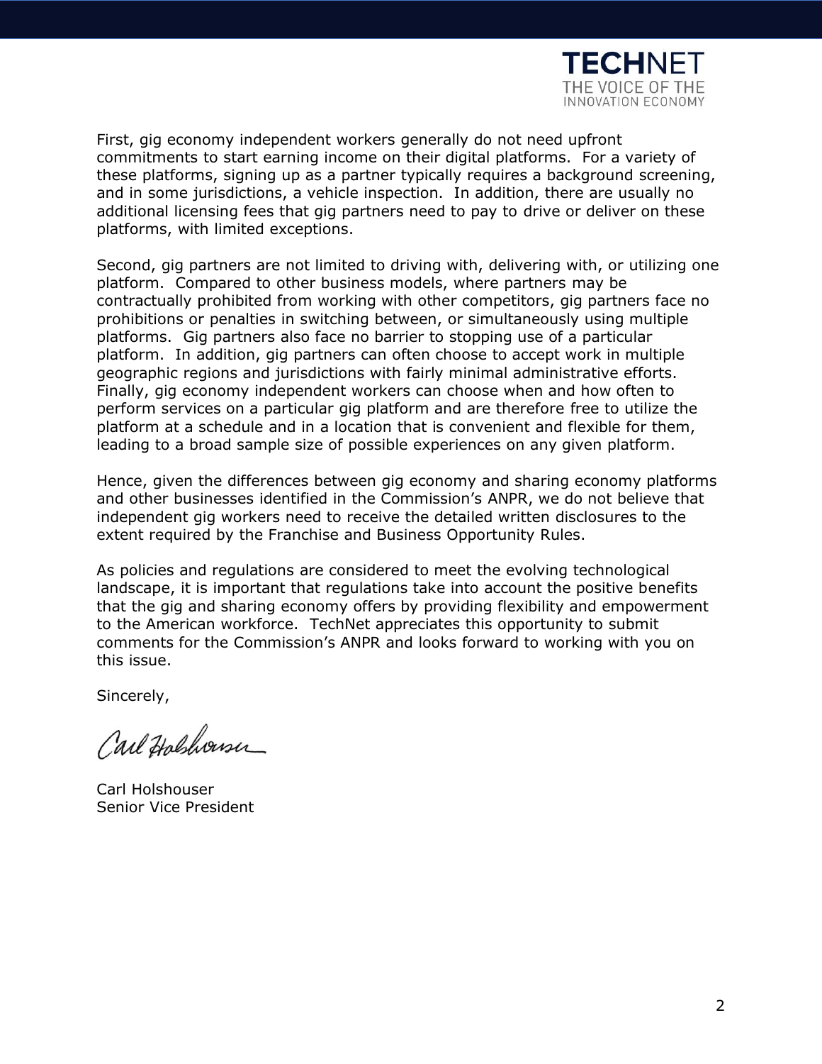First, gig economy independent workers generally do not need upfront commitments to start earning income on their digital platforms. For a variety of these platforms, signing up as a partner typically requires a background screening, and in some jurisdictions, a vehicle inspection. In addition, there are usually no additional licensing fees that gig partners need to pay to drive or deliver on these platforms, with limited exceptions.

Second, gig partners are not limited to driving with, delivering with, or utilizing one platform. Compared to other business models, where partners may be contractually prohibited from working with other competitors, gig partners face no prohibitions or penalties in switching between, or simultaneously using multiple platforms. Gig partners also face no barrier to stopping use of a particular platform. In addition, gig partners can often choose to accept work in multiple geographic regions and jurisdictions with fairly minimal administrative efforts. Finally, gig economy independent workers can choose when and how often to perform services on a particular gig platform and are therefore free to utilize the platform at a schedule and in a location that is convenient and flexible for them, leading to a broad sample size of possible experiences on any given platform.

Hence, given the differences between gig economy and sharing economy platforms and other businesses identified in the Commission's ANPR, we do not believe that independent gig workers need to receive the detailed written disclosures to the extent required by the Franchise and Business Opportunity Rules.

As policies and regulations are considered to meet the evolving technological landscape, it is important that regulations take into account the positive benefits that the gig and sharing economy offers by providing flexibility and empowerment to the American workforce. TechNet appreciates this opportunity to submit comments for the Commission's ANPR and looks forward to working with you on this issue.

Sincerely,

Carl Holshouser

Carl Holshouser
Senior Vice President